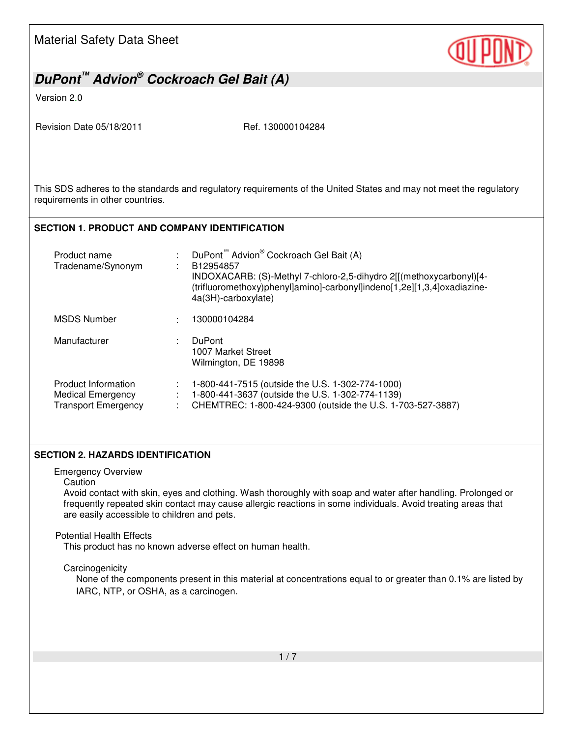# Material Safety Data Sheet

## *DuPont™ Advion® Cockroach Gel Bait (A)*

Version 2.0

Revision Date 05/18/2011 Ref. 130000104284

This SDS adheres to the standards and regulatory requirements of the United States and may not meet the regulatory requirements in other countries.

## SECTION 1. PRODUCT AND COMPANY IDENTIFICATION

| | | |
|---|---|---|
| Product name | : | DuPont™ Advion® Cockroach Gel Bait (A) |
| Tradename/Synonym | : | B12954857<br>INDOXACARB: (S)-Methyl 7-chloro-2,5-dihydro 2[[(methoxycarbonyl)[4-(trifluoromethoxy)phenyl]amino]-carbonyl]indeno[1,2e][1,3,4]oxadiazine-4a(3H)-carboxylate) |
| MSDS Number | : | 130000104284 |
| Manufacturer | : | DuPont<br>1007 Market Street<br>Wilmington, DE 19898 |
| Product Information | : | 1-800-441-7515 (outside the U.S. 1-302-774-1000) |
| Medical Emergency | : | 1-800-441-3637 (outside the U.S. 1-302-774-1139) |
| Transport Emergency | : | CHEMTREC: 1-800-424-9300 (outside the U.S. 1-703-527-3887) |

## SECTION 2. HAZARDS IDENTIFICATION

Emergency Overview

Caution

Avoid contact with skin, eyes and clothing. Wash thoroughly with soap and water after handling. Prolonged or frequently repeated skin contact may cause allergic reactions in some individuals. Avoid treating areas that are easily accessible to children and pets.

Potential Health Effects

This product has no known adverse effect on human health.

Carcinogenicity

None of the components present in this material at concentrations equal to or greater than 0.1% are listed by IARC, NTP, or OSHA, as a carcinogen.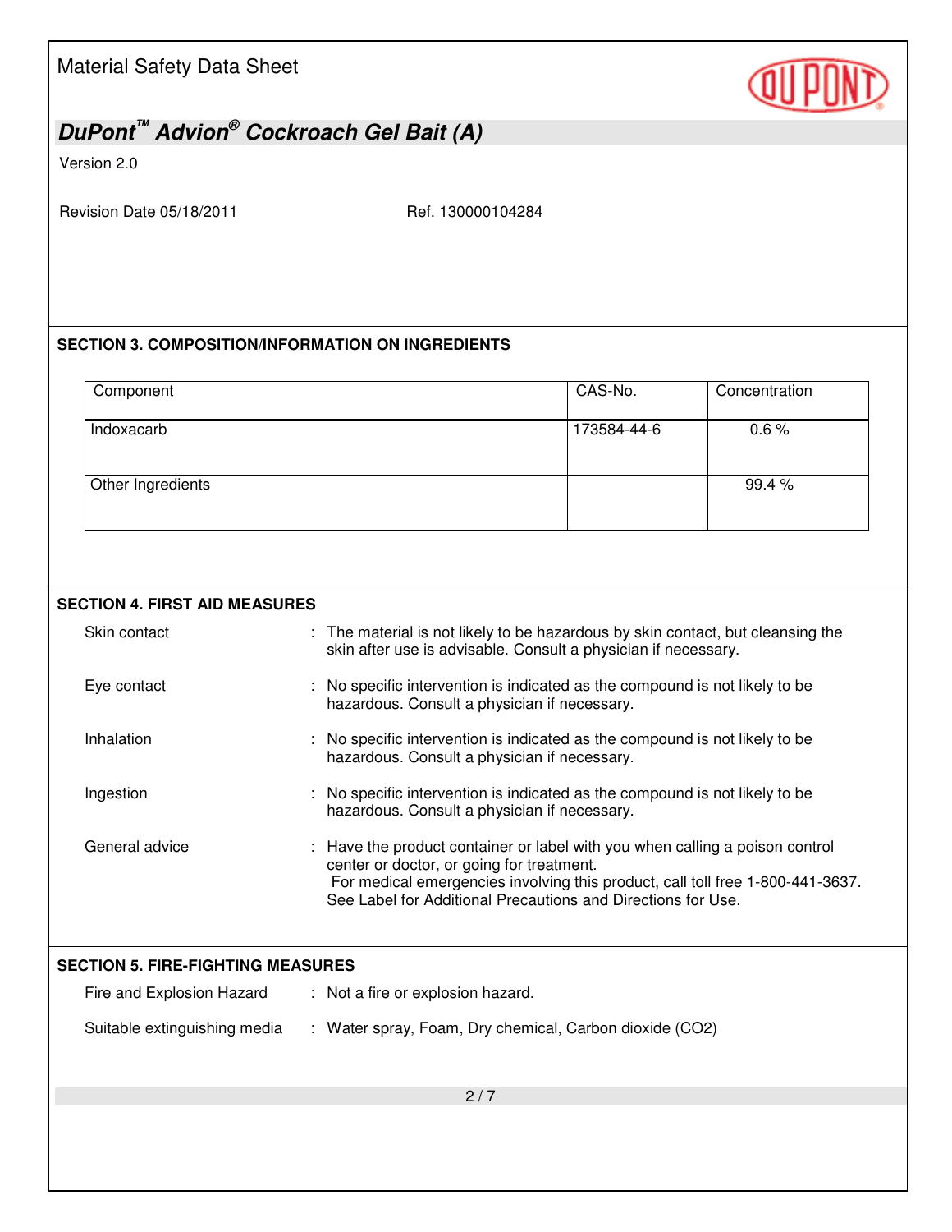## SECTION 3. COMPOSITION/INFORMATION ON INGREDIENTS

| Component | CAS-No. | Concentration |
|---|---|---|
| Indoxacarb | 173584-44-6 | 0.6 % |
| Other Ingredients | | 99.4 % |

## SECTION 4. FIRST AID MEASURES

Skin contact : The material is not likely to be hazardous by skin contact, but cleansing the skin after use is advisable. Consult a physician if necessary.

Eye contact : No specific intervention is indicated as the compound is not likely to be hazardous. Consult a physician if necessary.

Inhalation : No specific intervention is indicated as the compound is not likely to be hazardous. Consult a physician if necessary.

Ingestion : No specific intervention is indicated as the compound is not likely to be hazardous. Consult a physician if necessary.

General advice : Have the product container or label with you when calling a poison control center or doctor, or going for treatment.
For medical emergencies involving this product, call toll free 1-800-441-3637.
See Label for Additional Precautions and Directions for Use.

## SECTION 5. FIRE-FIGHTING MEASURES

Fire and Explosion Hazard : Not a fire or explosion hazard.

Suitable extinguishing media : Water spray, Foam, Dry chemical, Carbon dioxide ($CO_2$)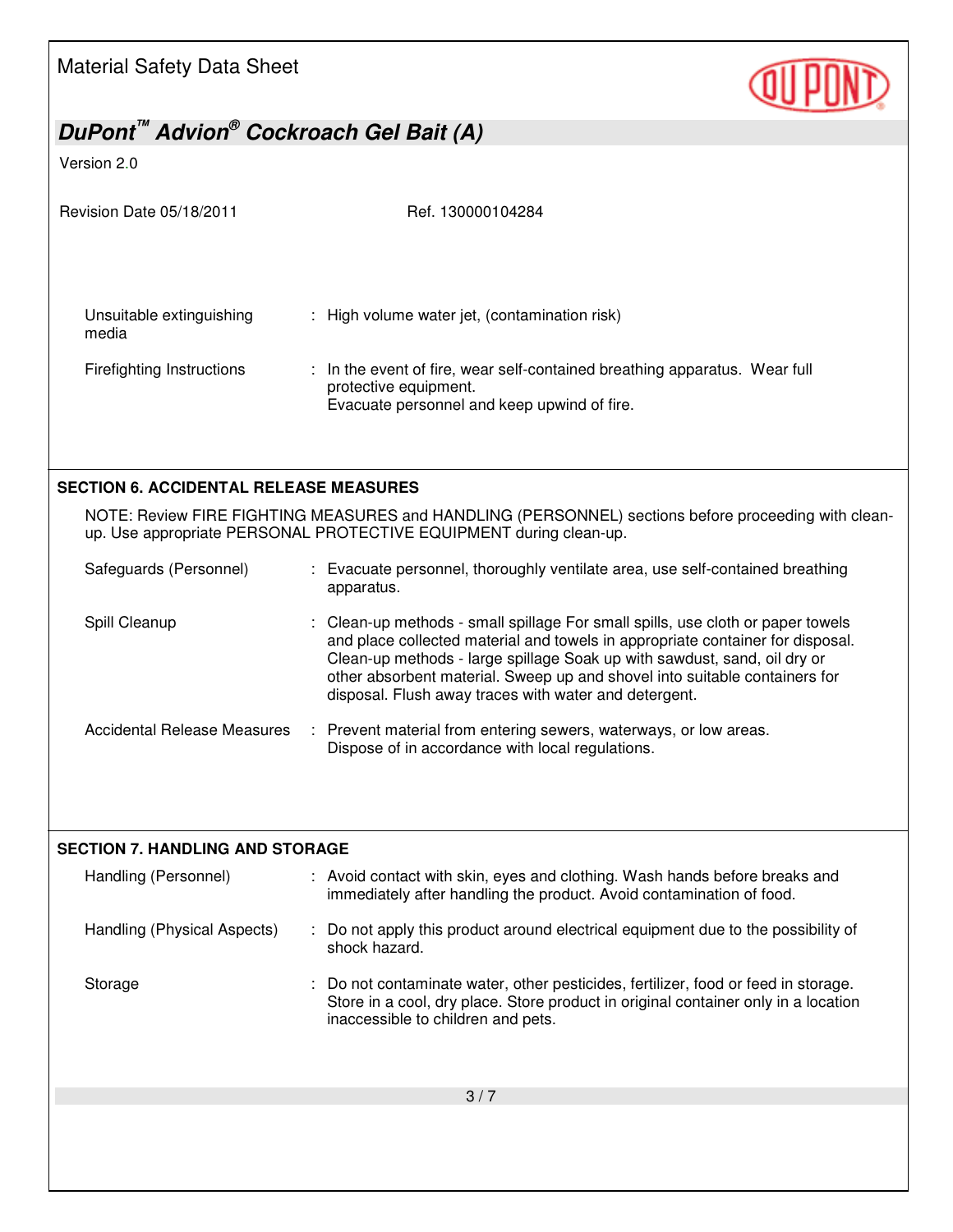| | | |
|---|---|---|
| Unsuitable extinguishing media | : | High volume water jet, (contamination risk) |
| Firefighting Instructions | : | In the event of fire, wear self-contained breathing apparatus. Wear full protective equipment. Evacuate personnel and keep upwind of fire. |

## SECTION 6. ACCIDENTAL RELEASE MEASURES

NOTE: Review FIRE FIGHTING MEASURES and HANDLING (PERSONNEL) sections before proceeding with clean-up. Use appropriate PERSONAL PROTECTIVE EQUIPMENT during clean-up.

| | | |
|---|---|---|
| Safeguards (Personnel) | : | Evacuate personnel, thoroughly ventilate area, use self-contained breathing apparatus. |
| Spill Cleanup | : | Clean-up methods - small spillage For small spills, use cloth or paper towels and place collected material and towels in appropriate container for disposal. Clean-up methods - large spillage Soak up with sawdust, sand, oil dry or other absorbent material. Sweep up and shovel into suitable containers for disposal. Flush away traces with water and detergent. |
| Accidental Release Measures | : | Prevent material from entering sewers, waterways, or low areas. Dispose of in accordance with local regulations. |

## SECTION 7. HANDLING AND STORAGE

| | | |
|---|---|---|
| Handling (Personnel) | : | Avoid contact with skin, eyes and clothing. Wash hands before breaks and immediately after handling the product. Avoid contamination of food. |
| Handling (Physical Aspects) | : | Do not apply this product around electrical equipment due to the possibility of shock hazard. |
| Storage | : | Do not contaminate water, other pesticides, fertilizer, food or feed in storage. Store in a cool, dry place. Store product in original container only in a location inaccessible to children and pets. |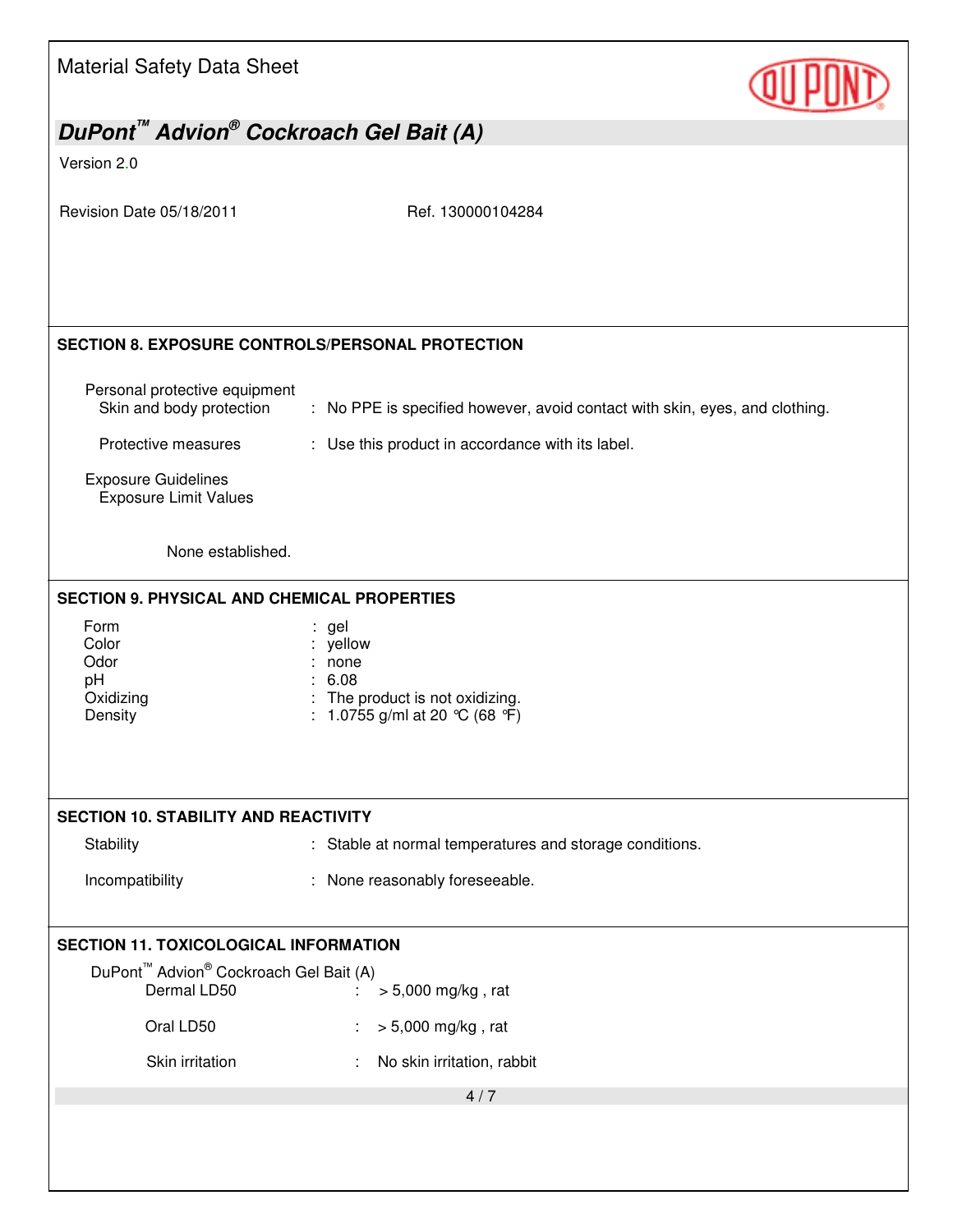## SECTION 8. EXPOSURE CONTROLS/PERSONAL PROTECTION

Personal protective equipment

| | |
|---|---|
| Skin and body protection | : No PPE is specified however, avoid contact with skin, eyes, and clothing. |
| Protective measures | : Use this product in accordance with its label. |

Exposure Guidelines

Exposure Limit Values

None established.

## SECTION 9. PHYSICAL AND CHEMICAL PROPERTIES

| | |
|---|---|
| Form | : gel |
| Color | : yellow |
| Odor | : none |
| pH | : 6.08 |
| Oxidizing | : The product is not oxidizing. |
| Density | : 1.0755 g/ml at 20 °C (68 °F) |

## SECTION 10. STABILITY AND REACTIVITY

| | |
|---|---|
| Stability | : Stable at normal temperatures and storage conditions. |
| Incompatibility | : None reasonably foreseeable. |

## SECTION 11. TOXICOLOGICAL INFORMATION

DuPont™ Advion® Cockroach Gel Bait (A)

| | |
|---|---|
| Dermal LD50 | : > 5,000 mg/kg , rat |
| Oral LD50 | : > 5,000 mg/kg , rat |
| Skin irritation | : No skin irritation, rabbit |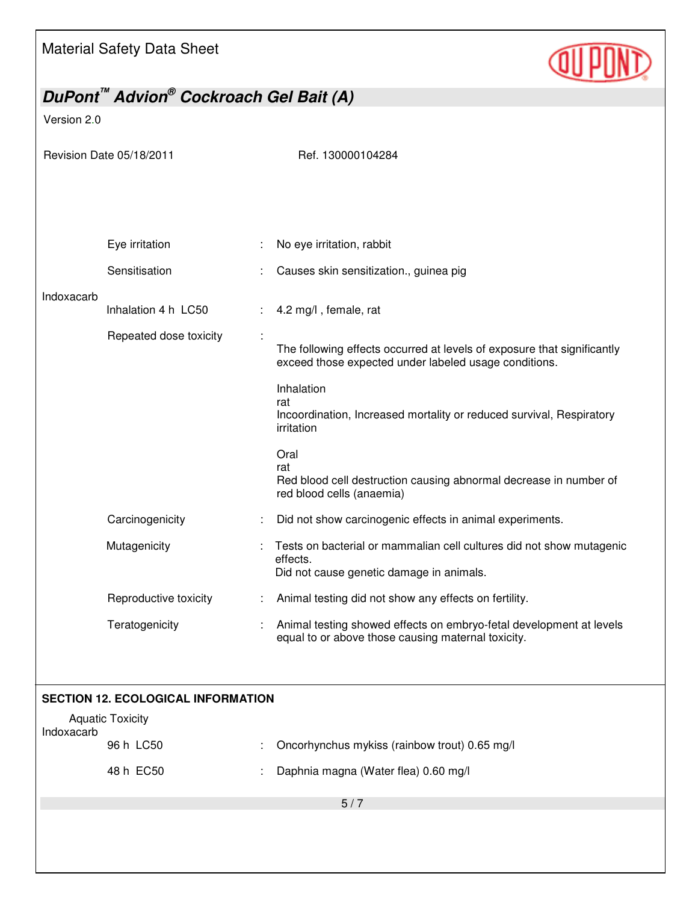| | | |
|---|---|---|
| | Eye irritation | : No eye irritation, rabbit |
| | Sensitisation | : Causes skin sensitization., guinea pig |

**Indoxacarb**

| | | |
|---|---|---|
| | Inhalation 4 h LC50 | : 4.2 mg/l , female, rat |
| | Repeated dose toxicity | : The following effects occurred at levels of exposure that significantly exceed those expected under labeled usage conditions.<br><br>Inhalation<br>rat<br>Incoordination, Increased mortality or reduced survival, Respiratory irritation<br><br>Oral<br>rat<br>Red blood cell destruction causing abnormal decrease in number of red blood cells (anaemia) |
| | Carcinogenicity | : Did not show carcinogenic effects in animal experiments. |
| | Mutagenicity | : Tests on bacterial or mammalian cell cultures did not show mutagenic effects.<br>Did not cause genetic damage in animals. |
| | Reproductive toxicity | : Animal testing did not show any effects on fertility. |
| | Teratogenicity | : Animal testing showed effects on embryo-fetal development at levels equal to or above those causing maternal toxicity. |

## SECTION 12. ECOLOGICAL INFORMATION

Aquatic Toxicity

**Indoxacarb**

| | | |
|---|---|---|
| | 96 h LC50 | : Oncorhynchus mykiss (rainbow trout) 0.65 mg/l |
| | 48 h EC50 | : Daphnia magna (Water flea) 0.60 mg/l |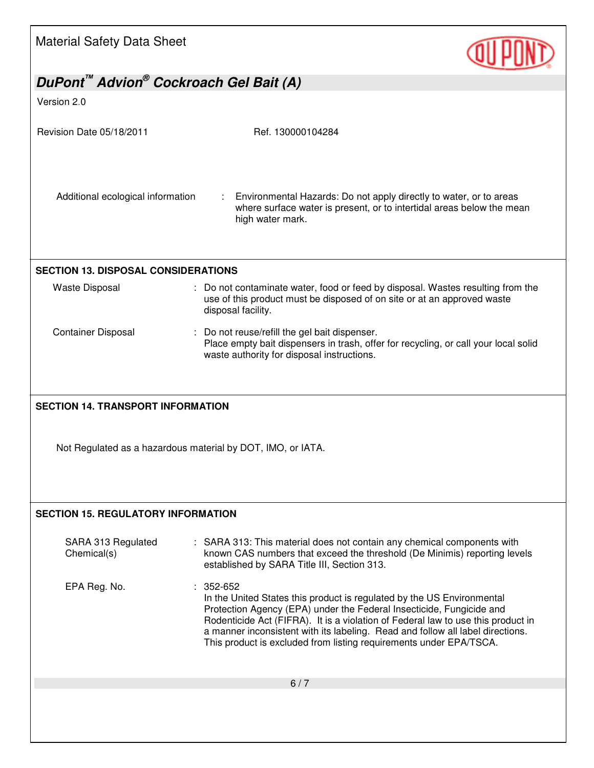Additional ecological information : Environmental Hazards: Do not apply directly to water, or to areas where surface water is present, or to intertidal areas below the mean high water mark.

## SECTION 13. DISPOSAL CONSIDERATIONS

Waste Disposal : Do not contaminate water, food or feed by disposal. Wastes resulting from the use of this product must be disposed of on site or at an approved waste disposal facility.

Container Disposal : Do not reuse/refill the gel bait dispenser.
Place empty bait dispensers in trash, offer for recycling, or call your local solid waste authority for disposal instructions.

## SECTION 14. TRANSPORT INFORMATION

Not Regulated as a hazardous material by DOT, IMO, or IATA.

## SECTION 15. REGULATORY INFORMATION

SARA 313 Regulated Chemical(s) : SARA 313: This material does not contain any chemical components with known CAS numbers that exceed the threshold (De Minimis) reporting levels established by SARA Title III, Section 313.

EPA Reg. No. : 352-652
In the United States this product is regulated by the US Environmental Protection Agency (EPA) under the Federal Insecticide, Fungicide and Rodenticide Act (FIFRA). It is a violation of Federal law to use this product in a manner inconsistent with its labeling. Read and follow all label directions. This product is excluded from listing requirements under EPA/TSCA.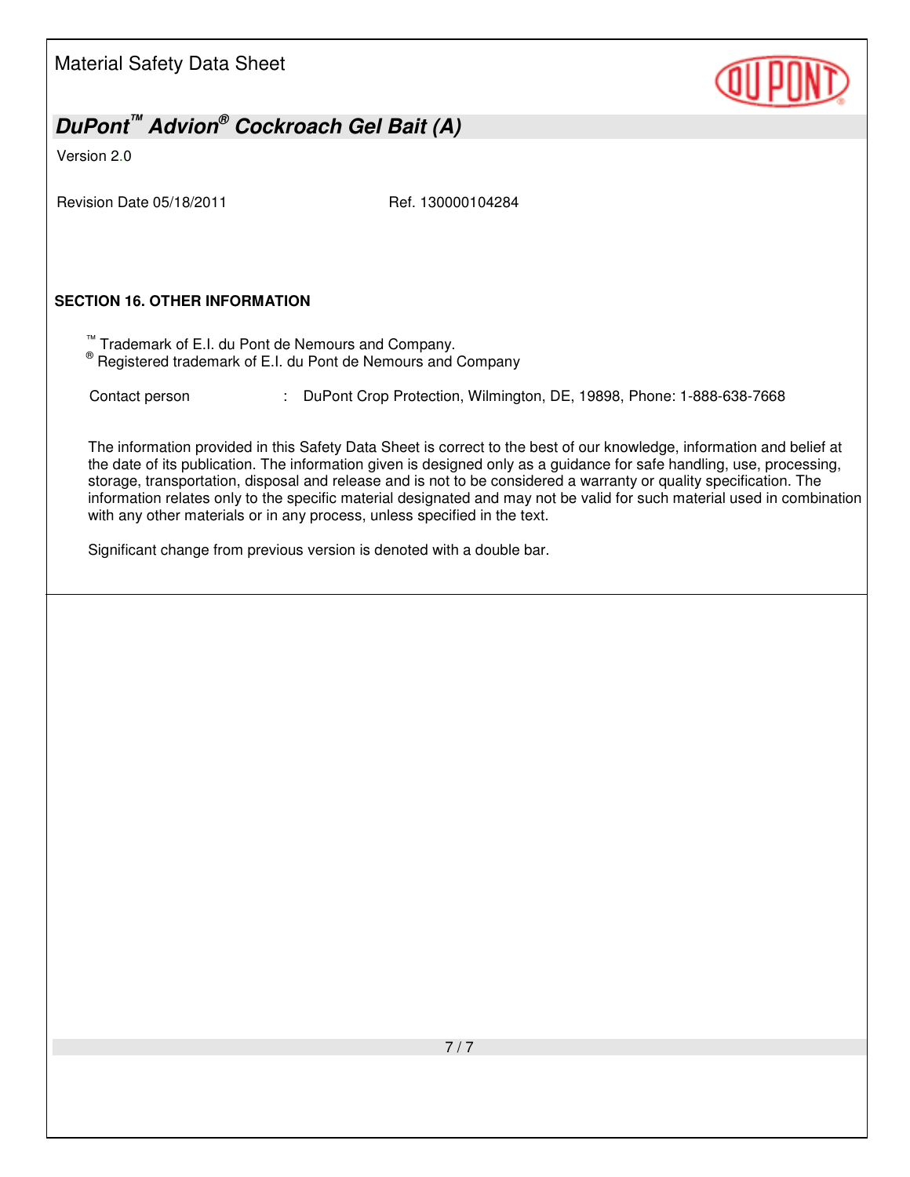## SECTION 16. OTHER INFORMATION

™ Trademark of E.I. du Pont de Nemours and Company.
® Registered trademark of E.I. du Pont de Nemours and Company

Contact person : DuPont Crop Protection, Wilmington, DE, 19898, Phone: 1-888-638-7668

The information provided in this Safety Data Sheet is correct to the best of our knowledge, information and belief at the date of its publication. The information given is designed only as a guidance for safe handling, use, processing, storage, transportation, disposal and release and is not to be considered a warranty or quality specification. The information relates only to the specific material designated and may not be valid for such material used in combination with any other materials or in any process, unless specified in the text.

Significant change from previous version is denoted with a double bar.